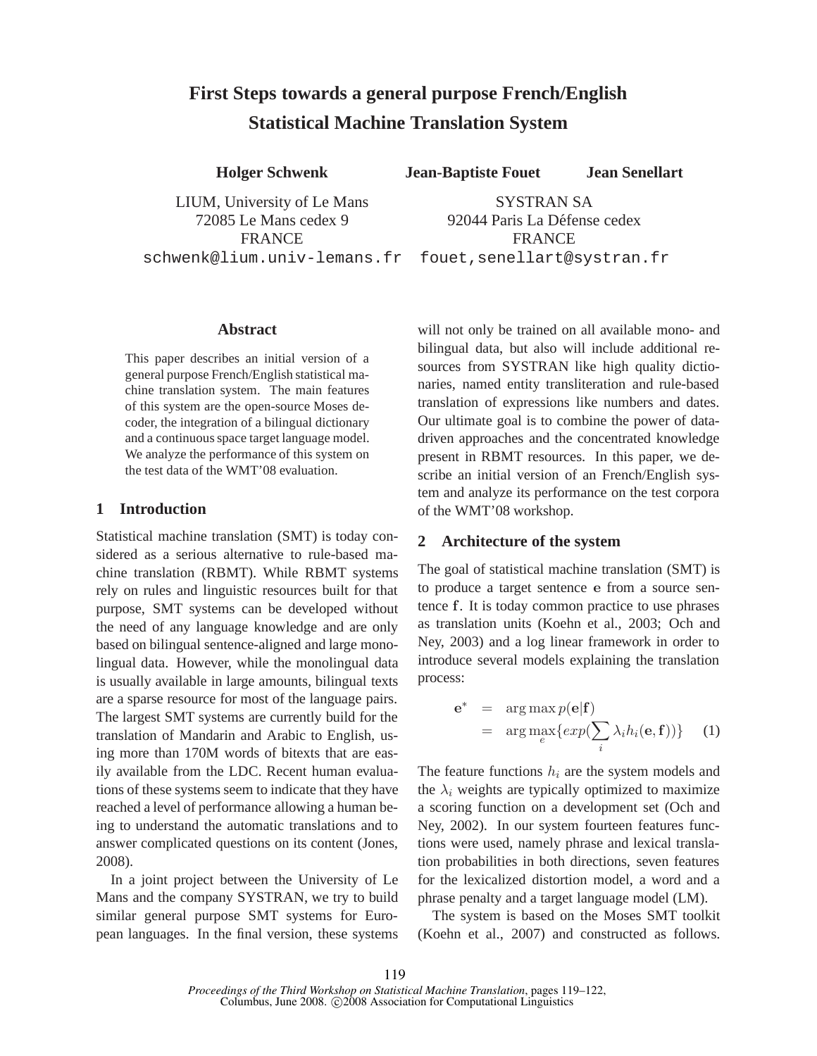# First Steps towards a general purpose French/English Statistical Machine Translation System

**Holger Schwenk**
LIUM, University of Le Mans
72085 Le Mans cedex 9
FRANCE
schwenk@lium.univ-lemans.fr

**Jean-Baptiste Fouet** **Jean Senellart**
SYSTRAN SA
92044 Paris La Défense cedex
FRANCE
fouet,senellart@systran.fr

## Abstract

This paper describes an initial version of a general purpose French/English statistical machine translation system. The main features of this system are the open-source Moses decoder, the integration of a bilingual dictionary and a continuous space target language model. We analyze the performance of this system on the test data of the WMT'08 evaluation.

## 1 Introduction

Statistical machine translation (SMT) is today considered as a serious alternative to rule-based machine translation (RBMT). While RBMT systems rely on rules and linguistic resources built for that purpose, SMT systems can be developed without the need of any language knowledge and are only based on bilingual sentence-aligned and large monolingual data. However, while the monolingual data is usually available in large amounts, bilingual texts are a sparse resource for most of the language pairs. The largest SMT systems are currently build for the translation of Mandarin and Arabic to English, using more than 170M words of bitexts that are easily available from the LDC. Recent human evaluations of these systems seem to indicate that they have reached a level of performance allowing a human being to understand the automatic translations and to answer complicated questions on its content (Jones, 2008).

In a joint project between the University of Le Mans and the company SYSTRAN, we try to build similar general purpose SMT systems for European languages. In the final version, these systems will not only be trained on all available mono- and bilingual data, but also will include additional resources from SYSTRAN like high quality dictionaries, named entity transliteration and rule-based translation of expressions like numbers and dates. Our ultimate goal is to combine the power of data-driven approaches and the concentrated knowledge present in RBMT resources. In this paper, we describe an initial version of an French/English system and analyze its performance on the test corpora of the WMT'08 workshop.

## 2 Architecture of the system

The goal of statistical machine translation (SMT) is to produce a target sentence $\mathbf{e}$ from a source sentence $\mathbf{f}$. It is today common practice to use phrases as translation units (Koehn et al., 2003; Och and Ney, 2003) and a log linear framework in order to introduce several models explaining the translation process:

$$
\begin{aligned}
\mathbf{e}^* &= \arg\max p(\mathbf{e}|\mathbf{f}) \\
&= \arg\max_e \{exp(\sum_i \lambda_i h_i(\mathbf{e}, \mathbf{f}))\} \qquad (1)
\end{aligned}
$$

The feature functions $h_i$ are the system models and the $\lambda_i$ weights are typically optimized to maximize a scoring function on a development set (Och and Ney, 2002). In our system fourteen features functions were used, namely phrase and lexical translation probabilities in both directions, seven features for the lexicalized distortion model, a word and a phrase penalty and a target language model (LM).

The system is based on the Moses SMT toolkit (Koehn et al., 2007) and constructed as follows.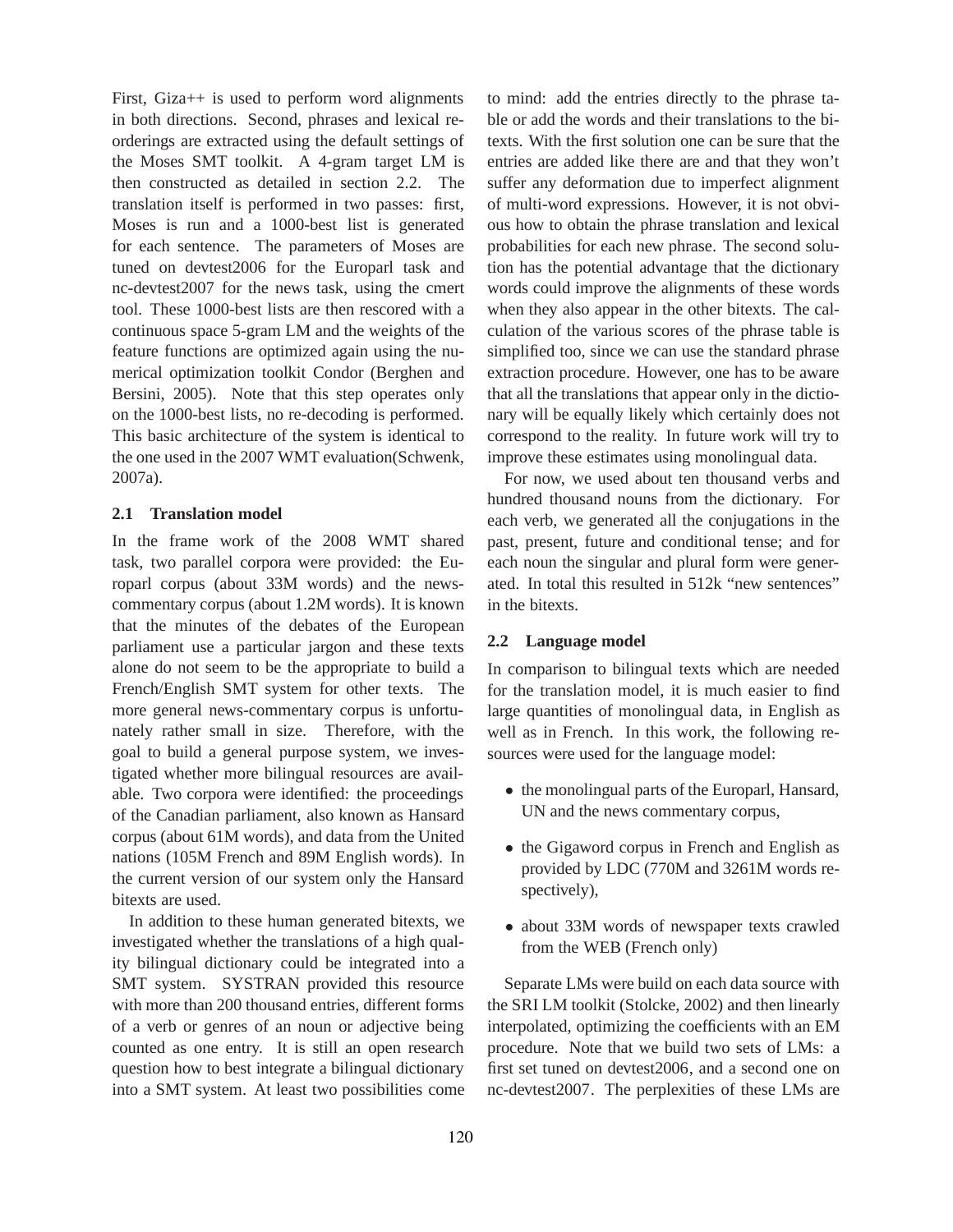First, Giza++ is used to perform word alignments in both directions. Second, phrases and lexical reorderings are extracted using the default settings of the Moses SMT toolkit. A 4-gram target LM is then constructed as detailed in section 2.2. The translation itself is performed in two passes: first, Moses is run and a 1000-best list is generated for each sentence. The parameters of Moses are tuned on devtest2006 for the Europarl task and nc-devtest2007 for the news task, using the cmert tool. These 1000-best lists are then rescored with a continuous space 5-gram LM and the weights of the feature functions are optimized again using the numerical optimization toolkit Condor (Berghen and Bersini, 2005). Note that this step operates only on the 1000-best lists, no re-decoding is performed. This basic architecture of the system is identical to the one used in the 2007 WMT evaluation(Schwenk, 2007a).

## 2.1 Translation model

In the frame work of the 2008 WMT shared task, two parallel corpora were provided: the Europarl corpus (about 33M words) and the news-commentary corpus (about 1.2M words). It is known that the minutes of the debates of the European parliament use a particular jargon and these texts alone do not seem to be the appropriate to build a French/English SMT system for other texts. The more general news-commentary corpus is unfortunately rather small in size. Therefore, with the goal to build a general purpose system, we investigated whether more bilingual resources are available. Two corpora were identified: the proceedings of the Canadian parliament, also known as Hansard corpus (about 61M words), and data from the United nations (105M French and 89M English words). In the current version of our system only the Hansard bitexts are used.

In addition to these human generated bitexts, we investigated whether the translations of a high quality bilingual dictionary could be integrated into a SMT system. SYSTRAN provided this resource with more than 200 thousand entries, different forms of a verb or genres of an noun or adjective being counted as one entry. It is still an open research question how to best integrate a bilingual dictionary into a SMT system. At least two possibilities come to mind: add the entries directly to the phrase table or add the words and their translations to the bitexts. With the first solution one can be sure that the entries are added like there are and that they won't suffer any deformation due to imperfect alignment of multi-word expressions. However, it is not obvious how to obtain the phrase translation and lexical probabilities for each new phrase. The second solution has the potential advantage that the dictionary words could improve the alignments of these words when they also appear in the other bitexts. The calculation of the various scores of the phrase table is simplified too, since we can use the standard phrase extraction procedure. However, one has to be aware that all the translations that appear only in the dictionary will be equally likely which certainly does not correspond to the reality. In future work will try to improve these estimates using monolingual data.

For now, we used about ten thousand verbs and hundred thousand nouns from the dictionary. For each verb, we generated all the conjugations in the past, present, future and conditional tense; and for each noun the singular and plural form were generated. In total this resulted in 512k "new sentences" in the bitexts.

## 2.2 Language model

In comparison to bilingual texts which are needed for the translation model, it is much easier to find large quantities of monolingual data, in English as well as in French. In this work, the following resources were used for the language model:

- the monolingual parts of the Europarl, Hansard, UN and the news commentary corpus,
- the Gigaword corpus in French and English as provided by LDC (770M and 3261M words respectively),
- about 33M words of newspaper texts crawled from the WEB (French only)

Separate LMs were build on each data source with the SRI LM toolkit (Stolcke, 2002) and then linearly interpolated, optimizing the coefficients with an EM procedure. Note that we build two sets of LMs: a first set tuned on devtest2006, and a second one on nc-devtest2007. The perplexities of these LMs are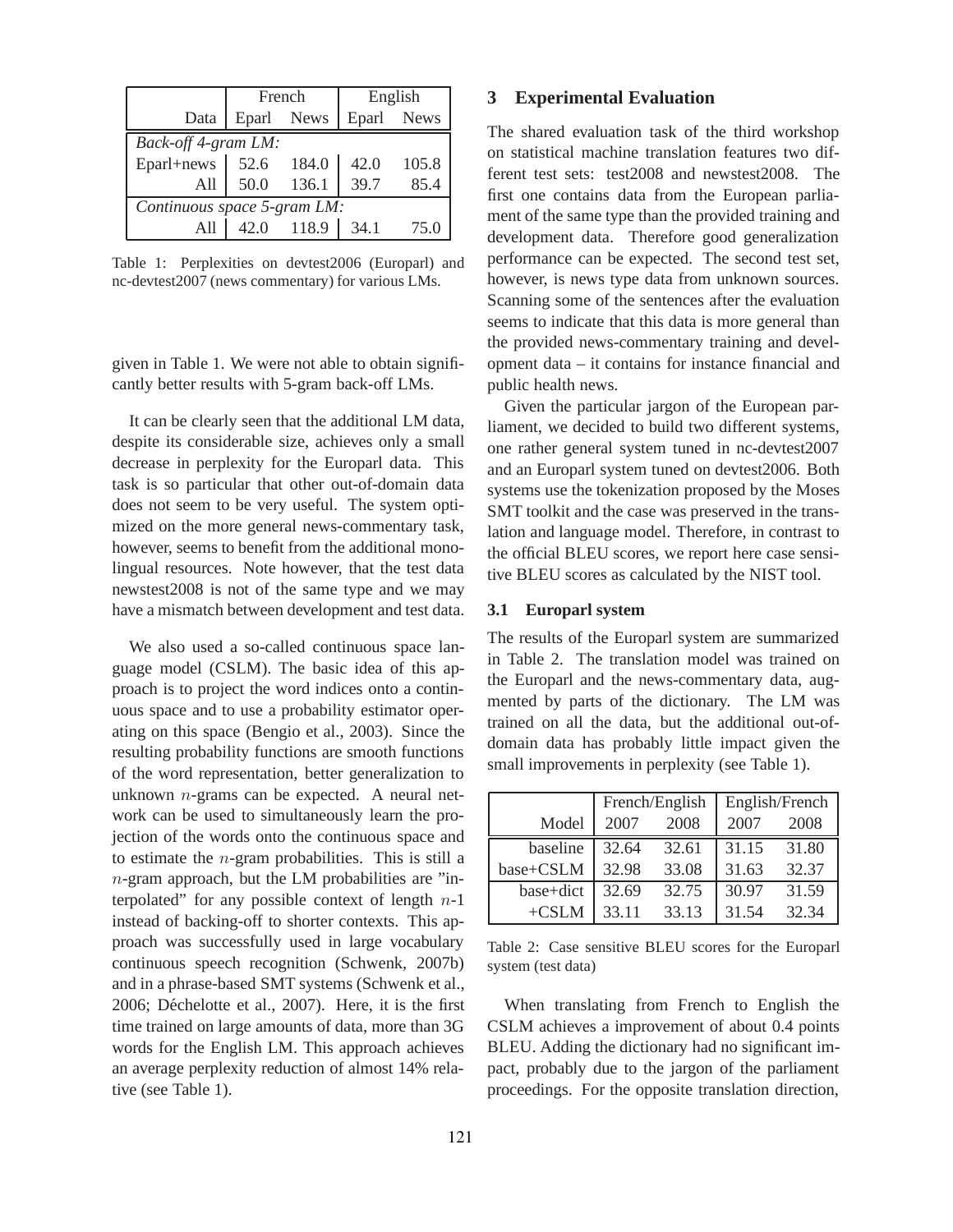| | French | | English | |
|---|---|---|---|---|
| Data | Eparl | News | Eparl | News |
| *Back-off 4-gram LM:* | | | | |
| Eparl+news | 52.6 | 184.0 | 42.0 | 105.8 |
| All | 50.0 | 136.1 | 39.7 | 85.4 |
| *Continuous space 5-gram LM:* | | | | |
| All | 42.0 | 118.9 | 34.1 | 75.0 |

Table 1: Perplexities on devtest2006 (Europarl) and nc-devtest2007 (news commentary) for various LMs.

given in Table 1. We were not able to obtain significantly better results with 5-gram back-off LMs.

It can be clearly seen that the additional LM data, despite its considerable size, achieves only a small decrease in perplexity for the Europarl data. This task is so particular that other out-of-domain data does not seem to be very useful. The system optimized on the more general news-commentary task, however, seems to benefit from the additional monolingual resources. Note however, that the test data newstest2008 is not of the same type and we may have a mismatch between development and test data.

We also used a so-called continuous space language model (CSLM). The basic idea of this approach is to project the word indices onto a continuous space and to use a probability estimator operating on this space (Bengio et al., 2003). Since the resulting probability functions are smooth functions of the word representation, better generalization to unknown $n$-grams can be expected. A neural network can be used to simultaneously learn the projection of the words onto the continuous space and to estimate the $n$-gram probabilities. This is still a $n$-gram approach, but the LM probabilities are "interpolated" for any possible context of length $n$-1 instead of backing-off to shorter contexts. This approach was successfully used in large vocabulary continuous speech recognition (Schwenk, 2007b) and in a phrase-based SMT systems (Schwenk et al., 2006; Déchelotte et al., 2007). Here, it is the first time trained on large amounts of data, more than 3G words for the English LM. This approach achieves an average perplexity reduction of almost 14% relative (see Table 1).

## 3 Experimental Evaluation

The shared evaluation task of the third workshop on statistical machine translation features two different test sets: test2008 and newstest2008. The first one contains data from the European parliament of the same type than the provided training and development data. Therefore good generalization performance can be expected. The second test set, however, is news type data from unknown sources. Scanning some of the sentences after the evaluation seems to indicate that this data is more general than the provided news-commentary training and development data – it contains for instance financial and public health news.

Given the particular jargon of the European parliament, we decided to build two different systems, one rather general system tuned in nc-devtest2007 and an Europarl system tuned on devtest2006. Both systems use the tokenization proposed by the Moses SMT toolkit and the case was preserved in the translation and language model. Therefore, in contrast to the official BLEU scores, we report here case sensitive BLEU scores as calculated by the NIST tool.

### 3.1 Europarl system

The results of the Europarl system are summarized in Table 2. The translation model was trained on the Europarl and the news-commentary data, augmented by parts of the dictionary. The LM was trained on all the data, but the additional out-of-domain data has probably little impact given the small improvements in perplexity (see Table 1).

| | French/English | | English/French | |
|---|---|---|---|---|
| Model | 2007 | 2008 | 2007 | 2008 |
| baseline | 32.64 | 32.61 | 31.15 | 31.80 |
| base+CSLM | 32.98 | 33.08 | 31.63 | 32.37 |
| base+dict | 32.69 | 32.75 | 30.97 | 31.59 |
| +CSLM | 33.11 | 33.13 | 31.54 | 32.34 |

Table 2: Case sensitive BLEU scores for the Europarl system (test data)

When translating from French to English the CSLM achieves a improvement of about 0.4 points BLEU. Adding the dictionary had no significant impact, probably due to the jargon of the parliament proceedings. For the opposite translation direction,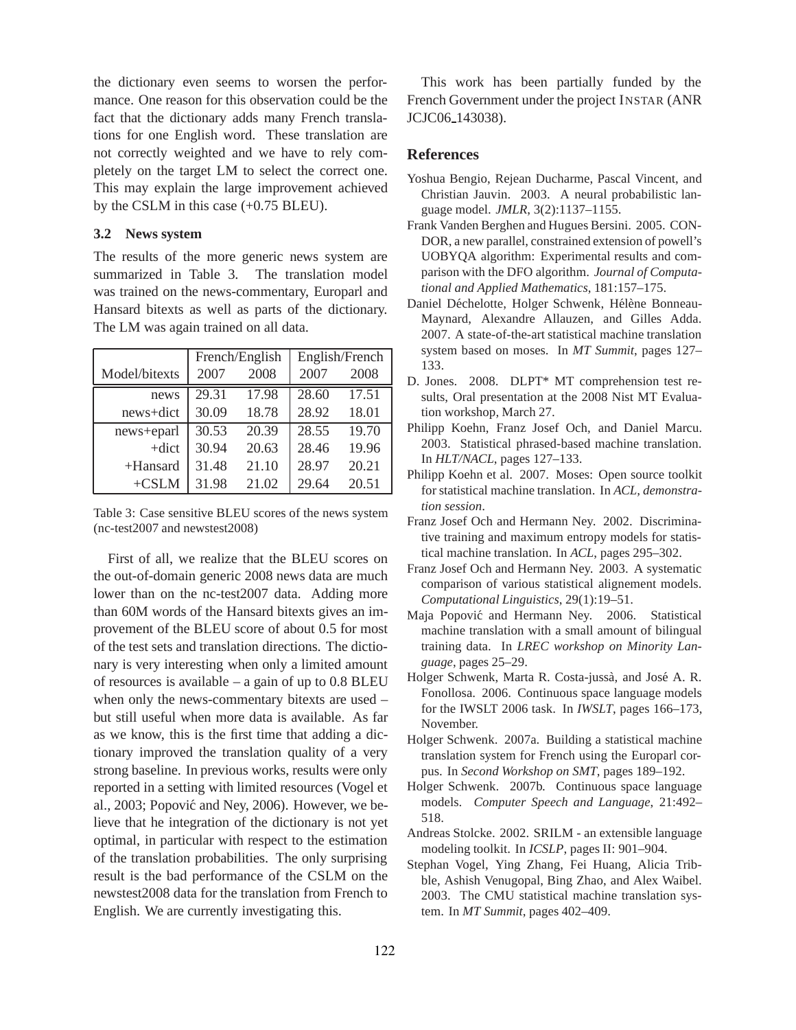the dictionary even seems to worsen the performance. One reason for this observation could be the fact that the dictionary adds many French translations for one English word. These translation are not correctly weighted and we have to rely completely on the target LM to select the correct one. This may explain the large improvement achieved by the CSLM in this case (+0.75 BLEU).

### 3.2 News system

The results of the more generic news system are summarized in Table 3. The translation model was trained on the news-commentary, Europarl and Hansard bitexts as well as parts of the dictionary. The LM was again trained on all data.

| | French/English | | English/French | |
|---|---|---|---|---|
| Model/bitexts | 2007 | 2008 | 2007 | 2008 |
| news | 29.31 | 17.98 | 28.60 | 17.51 |
| news+dict | 30.09 | 18.78 | 28.92 | 18.01 |
| news+eparl | 30.53 | 20.39 | 28.55 | 19.70 |
| +dict | 30.94 | 20.63 | 28.46 | 19.96 |
| +Hansard | 31.48 | 21.10 | 28.97 | 20.21 |
| +CSLM | 31.98 | 21.02 | 29.64 | 20.51 |

Table 3: Case sensitive BLEU scores of the news system (nc-test2007 and newstest2008)

First of all, we realize that the BLEU scores on the out-of-domain generic 2008 news data are much lower than on the nc-test2007 data. Adding more than 60M words of the Hansard bitexts gives an improvement of the BLEU score of about 0.5 for most of the test sets and translation directions. The dictionary is very interesting when only a limited amount of resources is available – a gain of up to 0.8 BLEU when only the news-commentary bitexts are used – but still useful when more data is available. As far as we know, this is the first time that adding a dictionary improved the translation quality of a very strong baseline. In previous works, results were only reported in a setting with limited resources (Vogel et al., 2003; Popović and Ney, 2006). However, we believe that he integration of the dictionary is not yet optimal, in particular with respect to the estimation of the translation probabilities. The only surprising result is the bad performance of the CSLM on the newstest2008 data for the translation from French to English. We are currently investigating this.

This work has been partially funded by the French Government under the project INSTAR (ANR JCJC06_143038).

## References

Yoshua Bengio, Rejean Ducharme, Pascal Vincent, and Christian Jauvin. 2003. A neural probabilistic language model. *JMLR*, 3(2):1137–1155.

Frank Vanden Berghen and Hugues Bersini. 2005. CONDOR, a new parallel, constrained extension of powell's UOBYQA algorithm: Experimental results and comparison with the DFO algorithm. *Journal of Computational and Applied Mathematics*, 181:157–175.

Daniel Déchelotte, Holger Schwenk, Hélène Bonneau-Maynard, Alexandre Allauzen, and Gilles Adda. 2007. A state-of-the-art statistical machine translation system based on moses. In *MT Summit*, pages 127–133.

D. Jones. 2008. DLPT* MT comprehension test results, Oral presentation at the 2008 Nist MT Evaluation workshop, March 27.

Philipp Koehn, Franz Josef Och, and Daniel Marcu. 2003. Statistical phrased-based machine translation. In *HLT/NACL*, pages 127–133.

Philipp Koehn et al. 2007. Moses: Open source toolkit for statistical machine translation. In *ACL, demonstration session*.

Franz Josef Och and Hermann Ney. 2002. Discriminative training and maximum entropy models for statistical machine translation. In *ACL*, pages 295–302.

Franz Josef Och and Hermann Ney. 2003. A systematic comparison of various statistical alignement models. *Computational Linguistics*, 29(1):19–51.

Maja Popović and Hermann Ney. 2006. Statistical machine translation with a small amount of bilingual training data. In *LREC workshop on Minority Language*, pages 25–29.

Holger Schwenk, Marta R. Costa-jussà, and José A. R. Fonollosa. 2006. Continuous space language models for the IWSLT 2006 task. In *IWSLT*, pages 166–173, November.

Holger Schwenk. 2007a. Building a statistical machine translation system for French using the Europarl corpus. In *Second Workshop on SMT*, pages 189–192.

Holger Schwenk. 2007b. Continuous space language models. *Computer Speech and Language*, 21:492–518.

Andreas Stolcke. 2002. SRILM - an extensible language modeling toolkit. In *ICSLP*, pages II: 901–904.

Stephan Vogel, Ying Zhang, Fei Huang, Alicia Tribble, Ashish Venugopal, Bing Zhao, and Alex Waibel. 2003. The CMU statistical machine translation system. In *MT Summit*, pages 402–409.